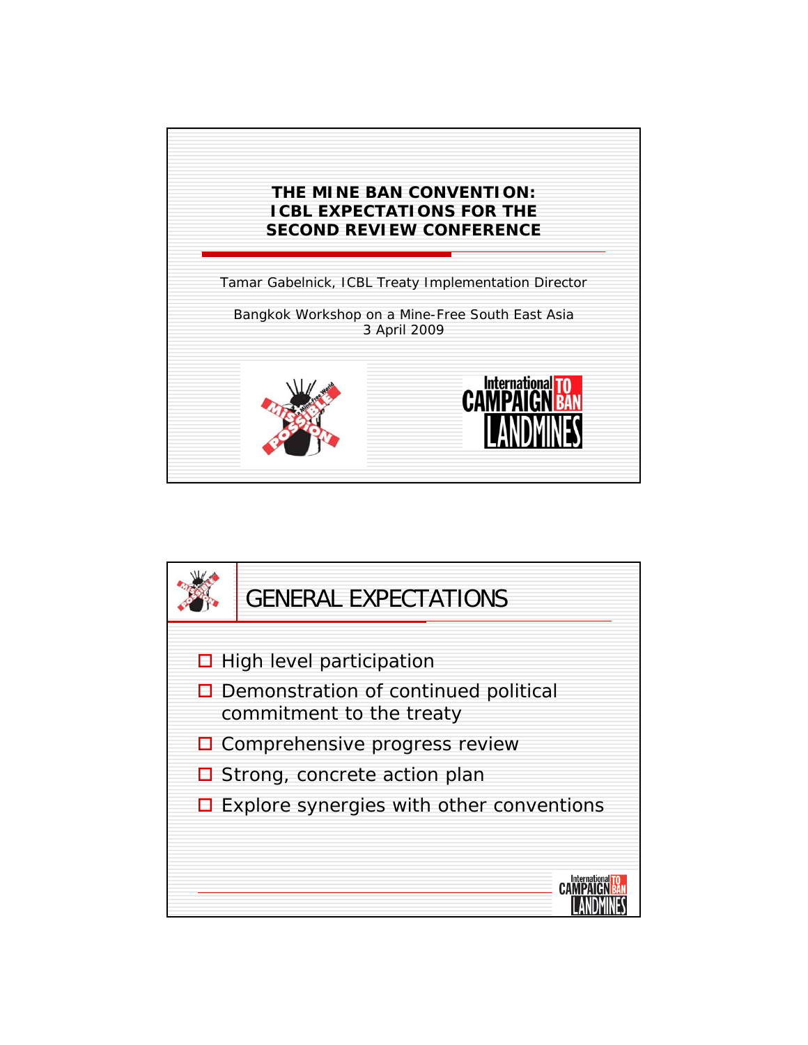# THE MINE BAN CONVENTION: ICBL EXPECTATIONS FOR THE SECOND REVIEW CONFERENCE

Tamar Gabelnick, ICBL Treaty Implementation Director

Bangkok Workshop on a Mine-Free South East Asia
3 April 2009

## GENERAL EXPECTATIONS

- High level participation
- Demonstration of continued political commitment to the treaty
- Comprehensive progress review
- Strong, concrete action plan
- Explore synergies with other conventions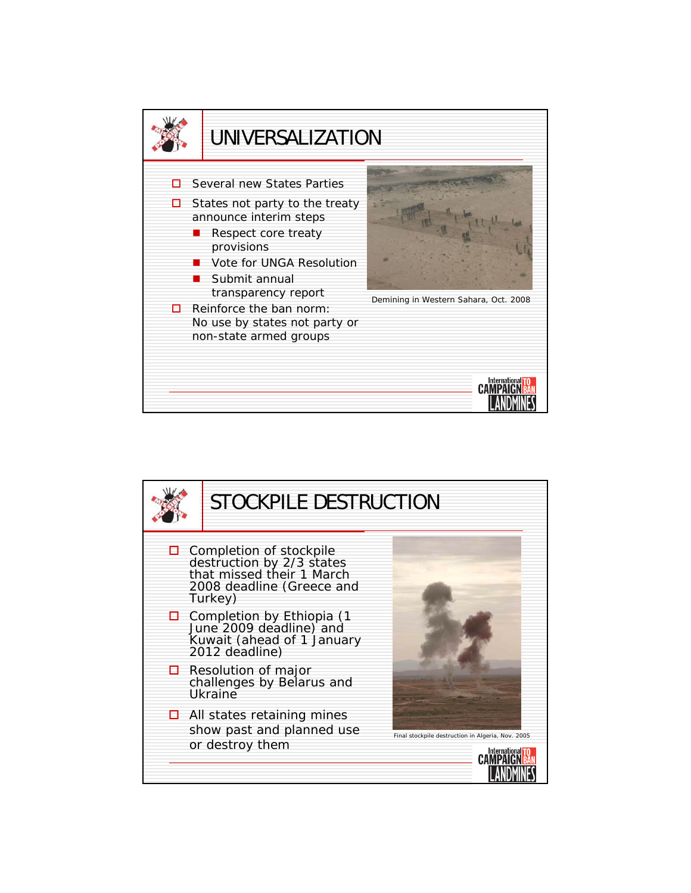# UNIVERSALIZATION

- Several new States Parties
- States not party to the treaty announce interim steps
  - Respect core treaty provisions
  - Vote for UNGA Resolution
  - Submit annual transparency report
- Reinforce the ban norm: No use by states not party or non-state armed groups

Demining in Western Sahara, Oct. 2008

# STOCKPILE DESTRUCTION

- Completion of stockpile destruction by 2/3 states that missed their 1 March 2008 deadline (Greece and Turkey)
- Completion by Ethiopia (1 June 2009 deadline) and Kuwait (ahead of 1 January 2012 deadline)
- Resolution of major challenges by Belarus and Ukraine
- All states retaining mines show past and planned use or destroy them

Final stockpile destruction in Algeria, Nov. 2005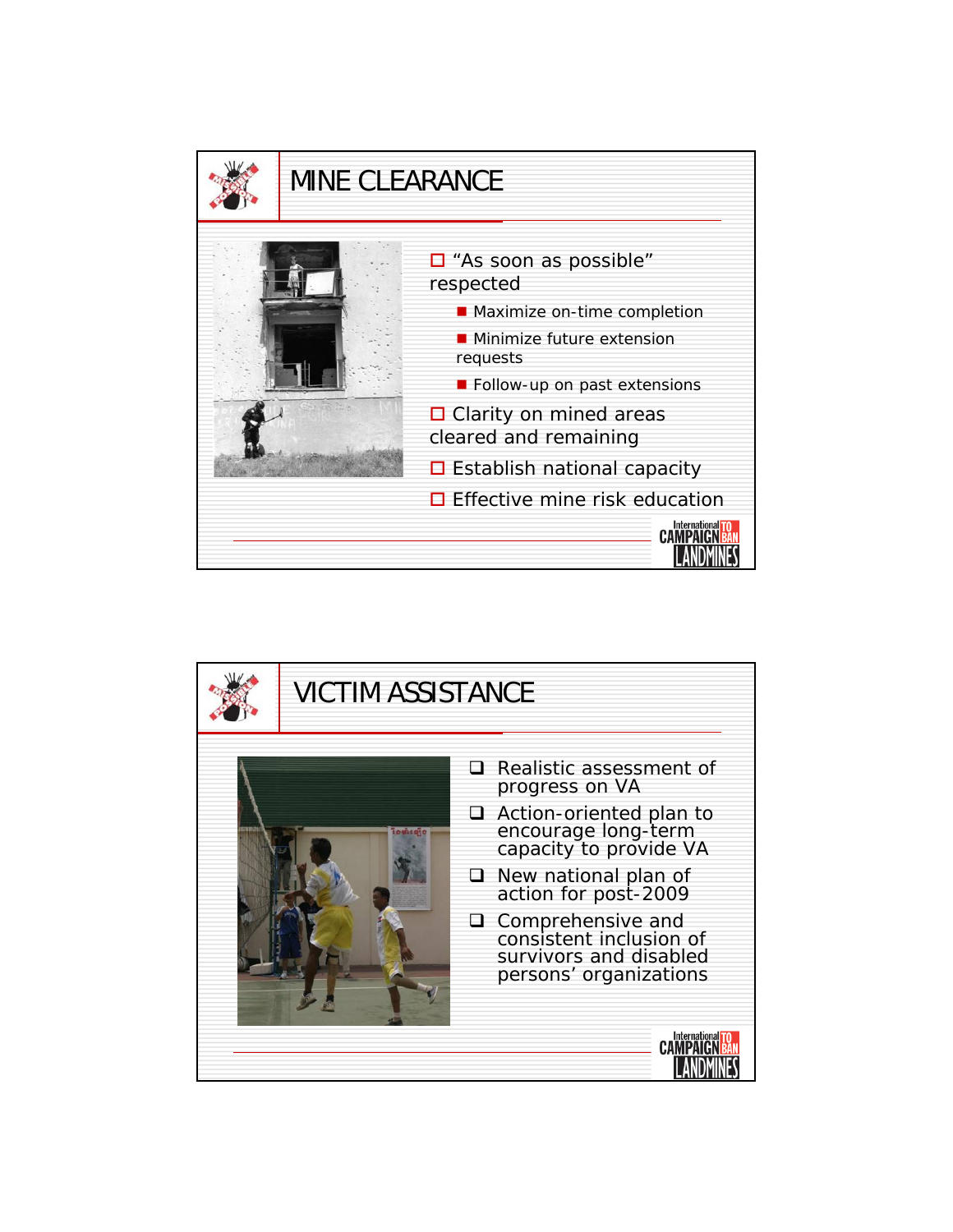## MINE CLEARANCE

- "As soon as possible" respected
  - Maximize on-time completion
  - Minimize future extension requests
  - Follow-up on past extensions
- Clarity on mined areas cleared and remaining
- Establish national capacity
- Effective mine risk education

## VICTIM ASSISTANCE

- Realistic assessment of progress on VA
- Action-oriented plan to encourage long-term capacity to provide VA
- New national plan of action for post-2009
- Comprehensive and consistent inclusion of survivors and disabled persons' organizations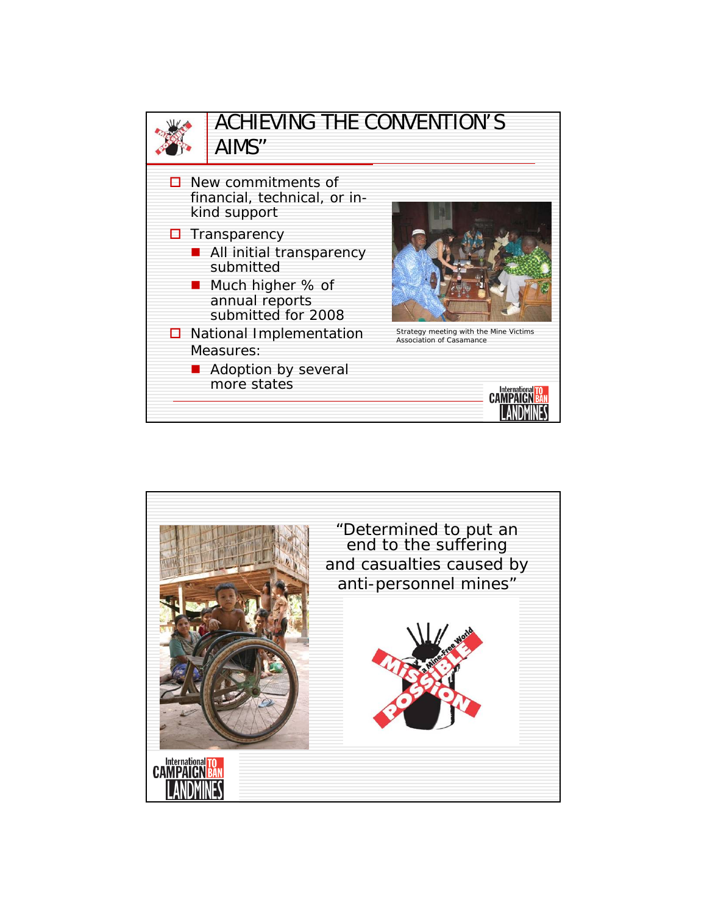## ACHIEVING THE CONVENTION'S AIMS"

- New commitments of financial, technical, or in-kind support
- Transparency
  - All initial transparency submitted
  - Much higher % of annual reports submitted for 2008
- National Implementation Measures:
  - Adoption by several more states

Strategy meeting with the Mine Victims Association of Casamance

"Determined to put an end to the suffering and casualties caused by anti-personnel mines"